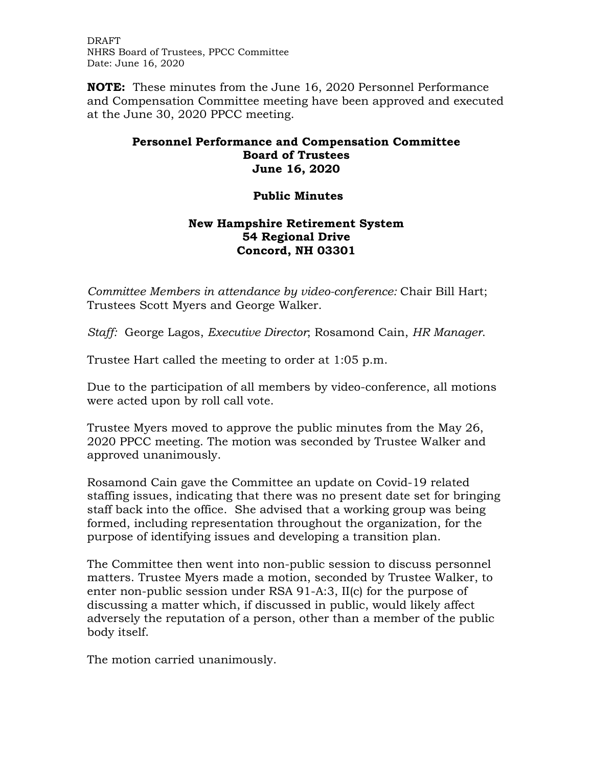DRAFT
NHRS Board of Trustees, PPCC Committee
Date: June 16, 2020

**NOTE:** These minutes from the June 16, 2020 Personnel Performance and Compensation Committee meeting have been approved and executed at the June 30, 2020 PPCC meeting.

# Personnel Performance and Compensation Committee
## Board of Trustees
## June 16, 2020

## Public Minutes

## New Hampshire Retirement System
## 54 Regional Drive
## Concord, NH 03301

*Committee Members in attendance by video-conference:* Chair Bill Hart; Trustees Scott Myers and George Walker.

*Staff:* George Lagos, *Executive Director*; Rosamond Cain, *HR Manager*.

Trustee Hart called the meeting to order at 1:05 p.m.

Due to the participation of all members by video-conference, all motions were acted upon by roll call vote.

Trustee Myers moved to approve the public minutes from the May 26, 2020 PPCC meeting. The motion was seconded by Trustee Walker and approved unanimously.

Rosamond Cain gave the Committee an update on Covid-19 related staffing issues, indicating that there was no present date set for bringing staff back into the office. She advised that a working group was being formed, including representation throughout the organization, for the purpose of identifying issues and developing a transition plan.

The Committee then went into non-public session to discuss personnel matters. Trustee Myers made a motion, seconded by Trustee Walker, to enter non-public session under RSA 91-A:3, II(c) for the purpose of discussing a matter which, if discussed in public, would likely affect adversely the reputation of a person, other than a member of the public body itself.

The motion carried unanimously.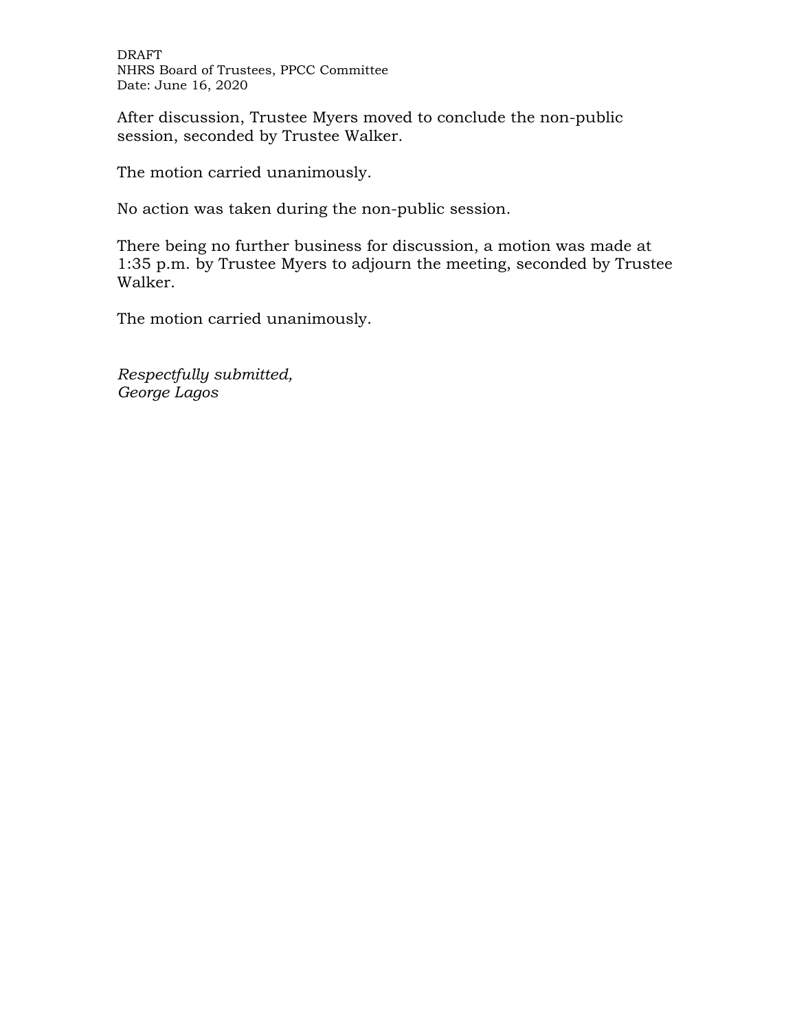After discussion, Trustee Myers moved to conclude the non-public session, seconded by Trustee Walker.

The motion carried unanimously.

No action was taken during the non-public session.

There being no further business for discussion, a motion was made at 1:35 p.m. by Trustee Myers to adjourn the meeting, seconded by Trustee Walker.

The motion carried unanimously.

*Respectfully submitted,*
*George Lagos*